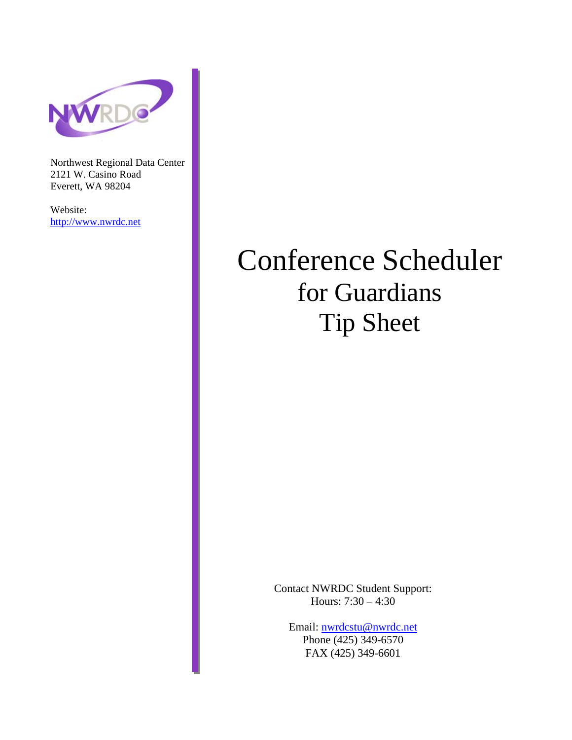Northwest Regional Data Center
2121 W. Casino Road
Everett, WA 98204

Website:
http://www.nwrdc.net

# Conference Scheduler
## for Guardians
## Tip Sheet

Contact NWRDC Student Support:
Hours: 7:30 – 4:30

Email: nwrdcstu@nwrdc.net
Phone (425) 349-6570
FAX (425) 349-6601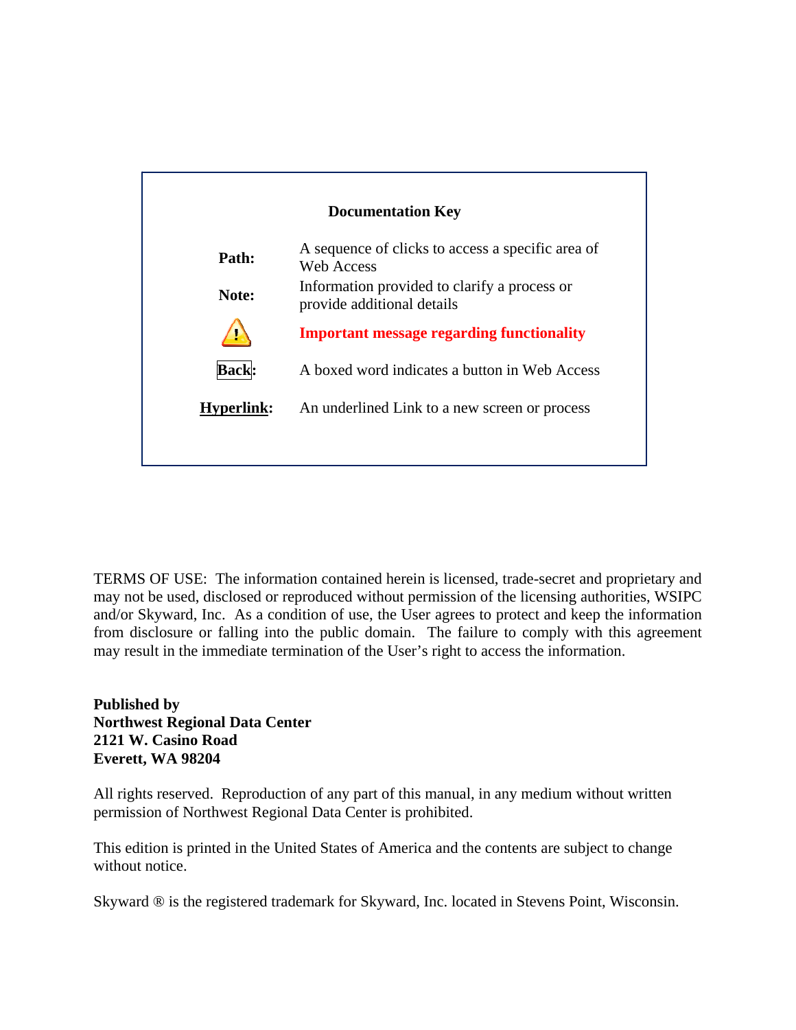**Documentation Key**

| | |
|---|---|
| **Path:** | A sequence of clicks to access a specific area of Web Access |
| **Note:** | Information provided to clarify a process or provide additional details |
| ⚠ | **Important message regarding functionality** |
| **Back:** | A boxed word indicates a button in Web Access |
| **<u>Hyperlink</u>:** | An underlined Link to a new screen or process |

TERMS OF USE: The information contained herein is licensed, trade-secret and proprietary and may not be used, disclosed or reproduced without permission of the licensing authorities, WSIPC and/or Skyward, Inc. As a condition of use, the User agrees to protect and keep the information from disclosure or falling into the public domain. The failure to comply with this agreement may result in the immediate termination of the User's right to access the information.

**Published by**
**Northwest Regional Data Center**
**2121 W. Casino Road**
**Everett, WA 98204**

All rights reserved. Reproduction of any part of this manual, in any medium without written permission of Northwest Regional Data Center is prohibited.

This edition is printed in the United States of America and the contents are subject to change without notice.

Skyward ® is the registered trademark for Skyward, Inc. located in Stevens Point, Wisconsin.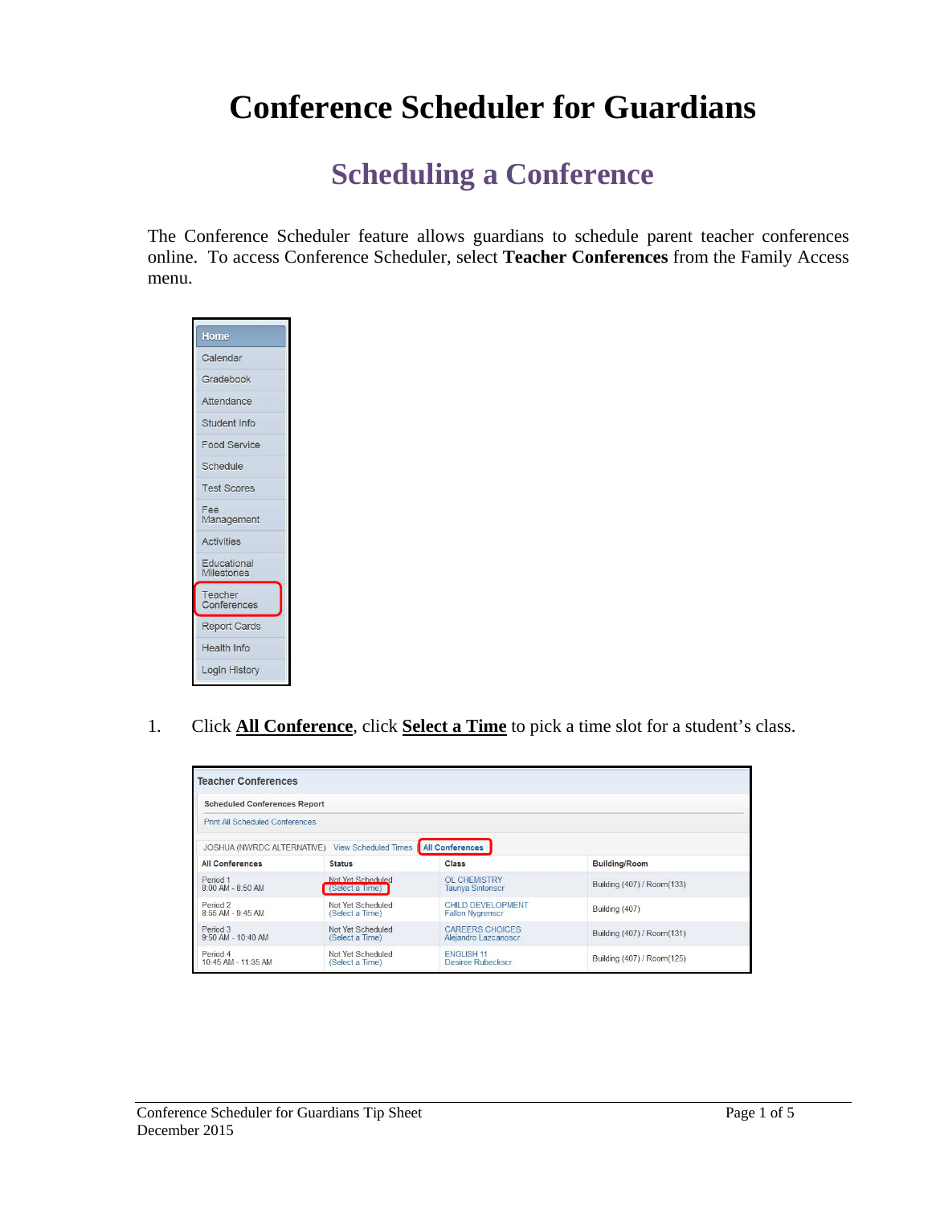# Conference Scheduler for Guardians

## Scheduling a Conference

The Conference Scheduler feature allows guardians to schedule parent teacher conferences online. To access Conference Scheduler, select **Teacher Conferences** from the Family Access menu.

- Home
- Calendar
- Gradebook
- Attendance
- Student Info
- Food Service
- Schedule
- Test Scores
- Fee Management
- Activities
- Educational Milestones
- Teacher Conferences
- Report Cards
- Health Info
- Login History

1. Click **All Conference**, click **Select a Time** to pick a time slot for a student's class.

**Teacher Conferences**

**Scheduled Conferences Report**

Print All Scheduled Conferences

JOSHUA (NWRDC ALTERNATIVE) View Scheduled Times All Conferences

| All Conferences | Status | Class | Building/Room |
|---|---|---|---|
| Period 1 8:00 AM - 8:50 AM | Not Yet Scheduled (Select a Time) | OL CHEMISTRY Taunya Sintonscr | Building (407) / Room(133) |
| Period 2 8:55 AM - 9:45 AM | Not Yet Scheduled (Select a Time) | CHILD DEVELOPMENT Fallon Nygrenscr | Building (407) |
| Period 3 9:50 AM - 10:40 AM | Not Yet Scheduled (Select a Time) | CAREERS CHOICES Alejandro Lazcanoscr | Building (407) / Room(131) |
| Period 4 10:45 AM - 11:35 AM | Not Yet Scheduled (Select a Time) | ENGLISH 11 Desiree Rubeckscr | Building (407) / Room(125) |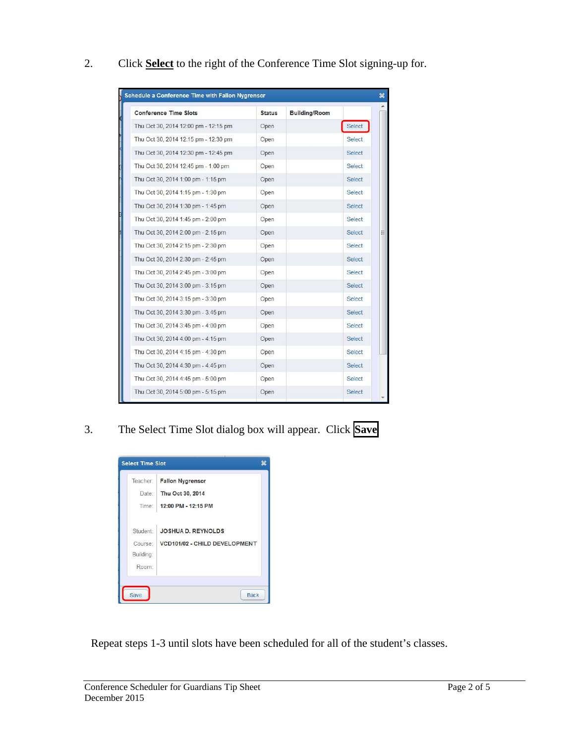2. Click **Select** to the right of the Conference Time Slot signing-up for.

Schedule a Conference Time with Fallon Nygrenscr

| Conference Time Slots | Status | Building/Room | |
|---|---|---|---|
| Thu Oct 30, 2014 12:00 pm - 12:15 pm | Open | | Select |
| Thu Oct 30, 2014 12:15 pm - 12:30 pm | Open | | Select |
| Thu Oct 30, 2014 12:30 pm - 12:45 pm | Open | | Select |
| Thu Oct 30, 2014 12:45 pm - 1:00 pm | Open | | Select |
| Thu Oct 30, 2014 1:00 pm - 1:15 pm | Open | | Select |
| Thu Oct 30, 2014 1:15 pm - 1:30 pm | Open | | Select |
| Thu Oct 30, 2014 1:30 pm - 1:45 pm | Open | | Select |
| Thu Oct 30, 2014 1:45 pm - 2:00 pm | Open | | Select |
| Thu Oct 30, 2014 2:00 pm - 2:15 pm | Open | | Select |
| Thu Oct 30, 2014 2:15 pm - 2:30 pm | Open | | Select |
| Thu Oct 30, 2014 2:30 pm - 2:45 pm | Open | | Select |
| Thu Oct 30, 2014 2:45 pm - 3:00 pm | Open | | Select |
| Thu Oct 30, 2014 3:00 pm - 3:15 pm | Open | | Select |
| Thu Oct 30, 2014 3:15 pm - 3:30 pm | Open | | Select |
| Thu Oct 30, 2014 3:30 pm - 3:45 pm | Open | | Select |
| Thu Oct 30, 2014 3:45 pm - 4:00 pm | Open | | Select |
| Thu Oct 30, 2014 4:00 pm - 4:15 pm | Open | | Select |
| Thu Oct 30, 2014 4:15 pm - 4:30 pm | Open | | Select |
| Thu Oct 30, 2014 4:30 pm - 4:45 pm | Open | | Select |
| Thu Oct 30, 2014 4:45 pm - 5:00 pm | Open | | Select |
| Thu Oct 30, 2014 5:00 pm - 5:15 pm | Open | | Select |

3. The Select Time Slot dialog box will appear. Click **Save**

Select Time Slot

| | |
|---|---|
| Teacher: | Fallon Nygrenscr |
| Date: | Thu Oct 30, 2014 |
| Time: | 12:00 PM - 12:15 PM |
| Student: | JOSHUA D. REYNOLDS |
| Course: | VCD101/02 - CHILD DEVELOPMENT |
| Building: | |
| Room: | |

Save | Back

Repeat steps 1-3 until slots have been scheduled for all of the student's classes.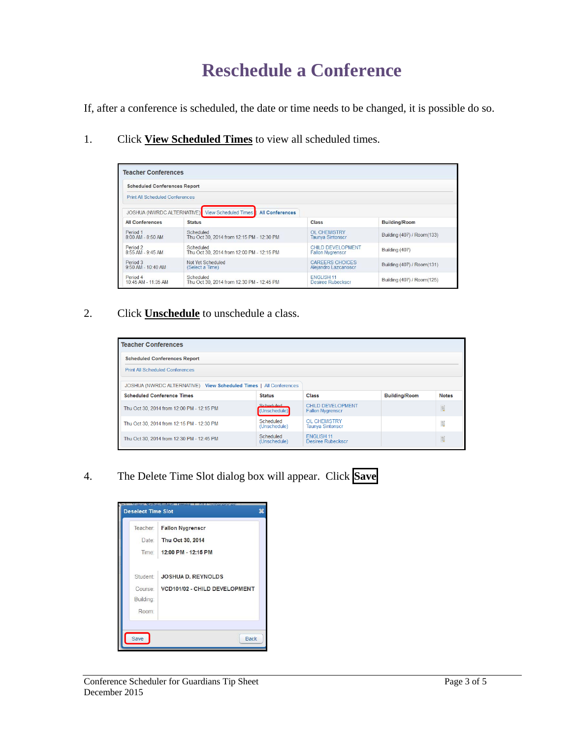# Reschedule a Conference

If, after a conference is scheduled, the date or time needs to be changed, it is possible do so.

1. Click **View Scheduled Times** to view all scheduled times.

**Teacher Conferences**

**Scheduled Conferences Report**

Print All Scheduled Conferences

JOSHUA (NWRDC ALTERNATIVE) | View Scheduled Times | **All Conferences**

| All Conferences | Status | Class | Building/Room |
|---|---|---|---|
| Period 1<br>8:00 AM - 8:50 AM | Scheduled<br>Thu Oct 30, 2014 from 12:15 PM - 12:30 PM | OL CHEMISTRY<br>Taunya Sintonscr | Building (407) / Room(133) |
| Period 2<br>8:55 AM - 9:45 AM | Scheduled<br>Thu Oct 30, 2014 from 12:00 PM - 12:15 PM | CHILD DEVELOPMENT<br>Fallon Nygrenscr | Building (407) |
| Period 3<br>9:50 AM - 10:40 AM | Not Yet Scheduled<br>(Select a Time) | CAREERS CHOICES<br>Alejandro Lazcanoscr | Building (407) / Room(131) |
| Period 4<br>10:45 AM - 11:35 AM | Scheduled<br>Thu Oct 30, 2014 from 12:30 PM - 12:45 PM | ENGLISH 11<br>Desiree Rubeckscr | Building (407) / Room(125) |

2. Click **Unschedule** to unschedule a class.

**Teacher Conferences**

**Scheduled Conferences Report**

Print All Scheduled Conferences

JOSHUA (NWRDC ALTERNATIVE) | **View Scheduled Times** | All Conferences

| Scheduled Conference Times | Status | Class | Building/Room | Notes |
|---|---|---|---|---|
| Thu Oct 30, 2014 from 12:00 PM - 12:15 PM | Scheduled<br>(Unschedule) | CHILD DEVELOPMENT<br>Fallon Nygrenscr | | |
| Thu Oct 30, 2014 from 12:15 PM - 12:30 PM | Scheduled<br>(Unschedule) | OL CHEMISTRY<br>Taunya Sintonscr | | |
| Thu Oct 30, 2014 from 12:30 PM - 12:45 PM | Scheduled<br>(Unschedule) | ENGLISH 11<br>Desiree Rubeckscr | | |

4. The Delete Time Slot dialog box will appear. Click **Save**

**Deselect Time Slot**

Teacher: **Fallon Nygrenscr**

Date: **Thu Oct 30, 2014**

Time: **12:00 PM - 12:15 PM**

Student: **JOSHUA D. REYNOLDS**

Course: **VCD101/02 - CHILD DEVELOPMENT**

Building:

Room:

Save | Back

Conference Scheduler for Guardians Tip Sheet
December 2015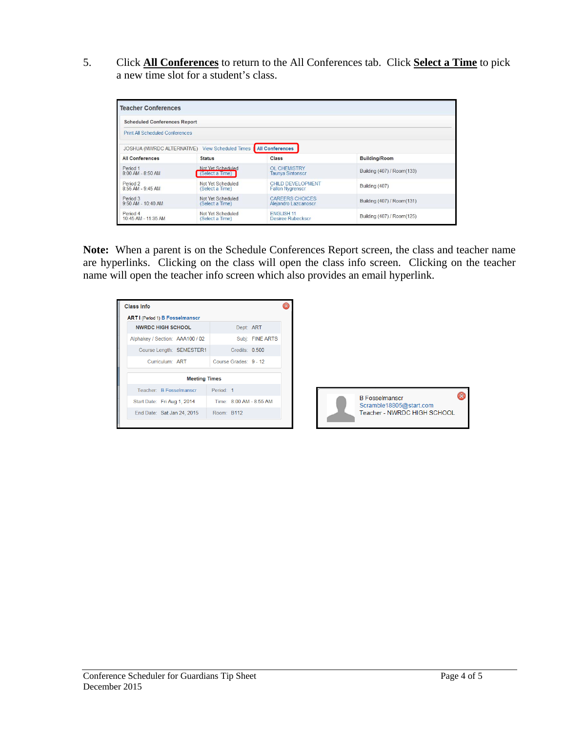5. Click **All Conferences** to return to the All Conferences tab. Click **Select a Time** to pick a new time slot for a student's class.

**Teacher Conferences**

Scheduled Conferences Report

Print All Scheduled Conferences

JOSHUA (NWRDC ALTERNATIVE) View Scheduled Times **All Conferences**

| All Conferences | Status | Class | Building/Room |
| --- | --- | --- | --- |
| Period 1<br>8:00 AM - 8:50 AM | Not Yet Scheduled<br>(Select a Time) | OL CHEMISTRY<br>Taunya Sintonscr | Building (407) / Room(133) |
| Period 2<br>8:55 AM - 9:45 AM | Not Yet Scheduled<br>(Select a Time) | CHILD DEVELOPMENT<br>Fallon Nygrenscr | Building (407) |
| Period 3<br>9:50 AM - 10:40 AM | Not Yet Scheduled<br>(Select a Time) | CAREERS CHOICES<br>Alejandro Lazcanoscr | Building (407) / Room(131) |
| Period 4<br>10:45 AM - 11:35 AM | Not Yet Scheduled<br>(Select a Time) | ENGLISH 11<br>Desiree Rubeckscr | Building (407) / Room(125) |

**Note:** When a parent is on the Schedule Conferences Report screen, the class and teacher name are hyperlinks. Clicking on the class will open the class info screen. Clicking on the teacher name will open the teacher info screen which also provides an email hyperlink.

**Class Info**

ART I (Period 1) B Fosselmanscr

| NWRDC HIGH SCHOOL | Dept: ART |
| --- | --- |
| Alphakey / Section: AAA100 / 02 | Subj: FINE ARTS |
| Course Length: SEMESTER1 | Credits: 0.500 |
| Curriculum: ART | Course Grades: 9 - 12 |

**Meeting Times**

| Teacher: B Fosselmanscr | Period: 1 |
| --- | --- |
| Start Date: Fri Aug 1, 2014 | Time: 8:00 AM - 8:55 AM |
| End Date: Sat Jan 24, 2015 | Room: B112 |

B Fosselmanscr
Scramble18805@start.com
Teacher - NWRDC HIGH SCHOOL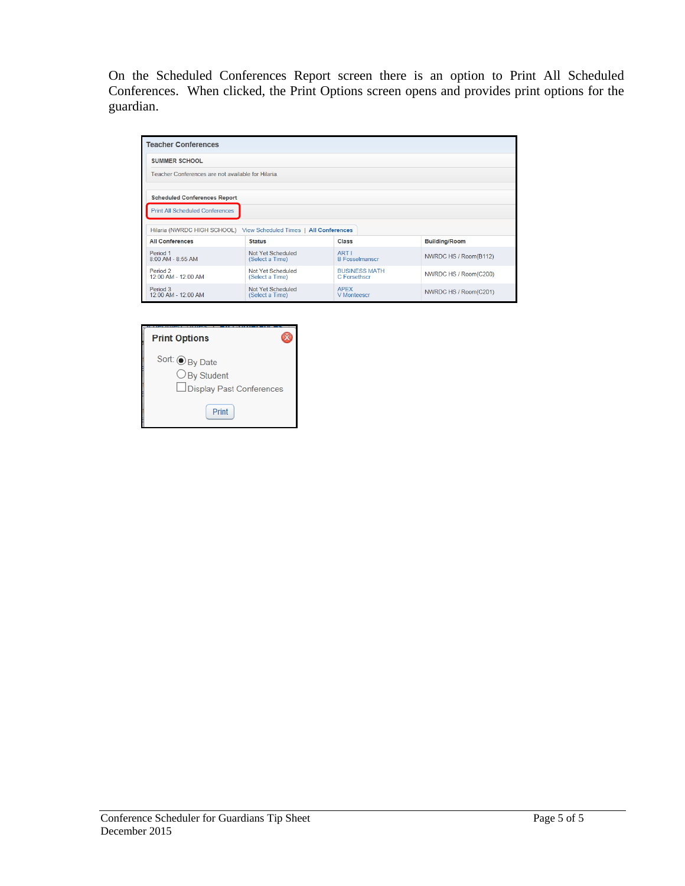On the Scheduled Conferences Report screen there is an option to Print All Scheduled Conferences. When clicked, the Print Options screen opens and provides print options for the guardian.

Teacher Conferences

SUMMER SCHOOL

Teacher Conferences are not available for Hilaria

Scheduled Conferences Report

Print All Scheduled Conferences

Hilaria (NWRDC HIGH SCHOOL) View Scheduled Times | All Conferences

| All Conferences | Status | Class | Building/Room |
|---|---|---|---|
| Period 1 8:00 AM - 8:55 AM | Not Yet Scheduled (Select a Time) | ART I B Fosselmanscr | NWRDC HS / Room(B112) |
| Period 2 12:00 AM - 12:00 AM | Not Yet Scheduled (Select a Time) | BUSINESS MATH C Forsethscr | NWRDC HS / Room(C200) |
| Period 3 12:00 AM - 12:00 AM | Not Yet Scheduled (Select a Time) | APEX V Monteescr | NWRDC HS / Room(C201) |

Print Options

Sort: By Date

By Student

Display Past Conferences

Print